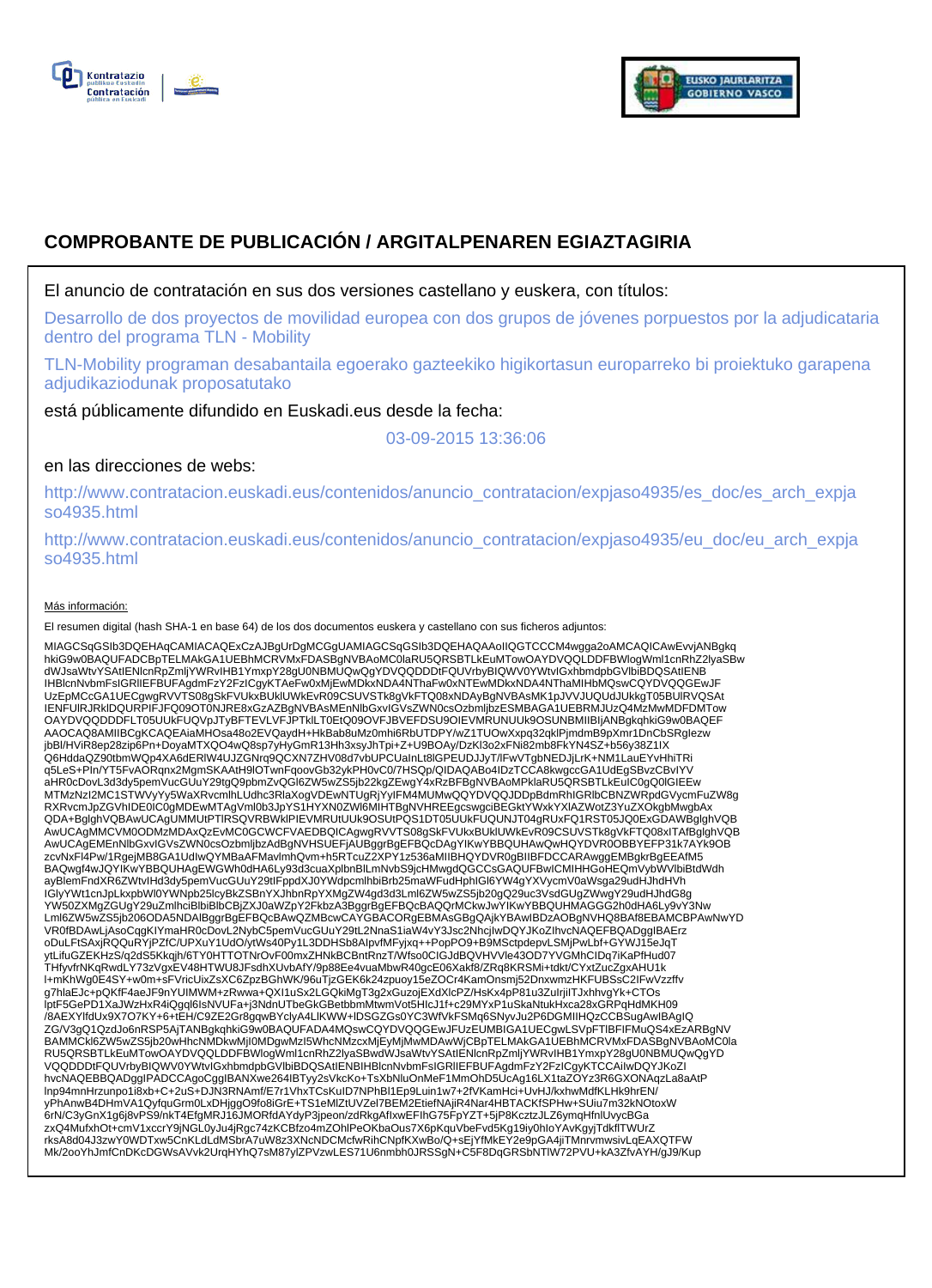# COMPROBANTE DE PUBLICACIÓN / ARGITALPENAREN EGIAZTAGIRIA

El anuncio de contratación en sus dos versiones castellano y euskera, con títulos:

Desarrollo de dos proyectos de movilidad europea con dos grupos de jóvenes porpuestos por la adjudicataria dentro del programa TLN - Mobility

TLN-Mobility programan desabantaila egoerako gazteekiko higikortasun europarreko bi proiektuko garapena adjudikaziodunak proposatutako

está públicamente difundido en Euskadi.eus desde la fecha:

03-09-2015 13:36:06

en las direcciones de webs:

http://www.contratacion.euskadi.eus/contenidos/anuncio_contratacion/expjaso4935/es_doc/es_arch_expjaso4935.html

http://www.contratacion.euskadi.eus/contenidos/anuncio_contratacion/expjaso4935/eu_doc/eu_arch_expjaso4935.html

Más información:

El resumen digital (hash SHA-1 en base 64) de los dos documentos euskera y castellano con sus ficheros adjuntos:

MIAGCSqGSIb3DQEHAqCAMIACAQExCzAJBgUrDgMCGgUAMIAGCSqGSIb3DQEHAQAAoIIQGTCCCM4wgga2oAMCAQICAwEvvjANBgkqhkiG9w0BAQUFADCBpTELMAkGA1UEBhMCRVMxFDASBgNVBAoMC0laRU5QRSBTLkEuMTowOAYDVQQLDDFBWlogWml1cnRhZ2lyaSBwdWJsaWtvYSAtIENlcnRpZmljYWRvIHB1YmxpY28gU0NBMUQwQgYDVQQDDDtFQUVrbyBIQWV0YWtvIGxhbmdpbGVlbiBDQSAtIENBIHBlcnNvbmFsIGRlIEFBUFAgdmFzY2FzIChyKTAeFw0xMjEwMDkxNDA4NThaFw0xNTEwMDkxNDA4NThaMIHbMQswCQYDVQQGEwJFUzEpMCcGA1UECgwgRVVTS08gSkFVUkxBUklUWkEvR09CSUVSTk8gVkFTQ08xNDAyBgNVBAsMK1pJVVJUQUdJUkkgT05BUlRVQSAtIENFUlRJRkIDQURPIFJFQ09OT0NJRE8xGzAZBgNVBAsMEnNlbGxvIGVsZWN0csOzbmljbzESMBAGA1UEBRMJUzQ4MzMwMDFDMTowOAYDVQQDDDFLT05UUkFUQVpJTyBFTEVLVFJPTklLT0EtQ09OVFJBVEFDSU9OIEVMRUNUUk9OSUNBMIIBIjANBgkqhkiG9w0BAQEFAAOCAQ8AMIIBCgKCAQEAiaMHOsa48o2EVQaydH+HkBab8uMz0mhi6RbUTDPY/wZ1TUOwXxpq32qklPjmdmB9pXmr1DnCbSRglezwjbBl/HViR8ep28zip6Pn+DoyaMTXQO4wQ8sp7yHyGmR13Hh3xsyJhTpi+Z+U9BOAy/DzKl3o2xFNi82mb8FkYN4SZ+b56y38Z1lXQ6HddaQZ90tbmWQp4XA6dERlW4UJZGNrq9QCXN7ZHV08d7vbUPCUalnLt8lGPEUDJJyT/lFwVTgbNEDJjLrK+NM1LauEYvHhiTRiq5LeS+Pln/YT5FvAORqnx2MgmSKAAtH9lOTwnFqoovGb32ykPH0vC0/7HSQp/QIDAQABo4IDzTCCA8kwgccGA1UdEgSBvzCBvIYVaHR0cDovL3d3dy5pemVucGUuY29tgQ9pbmZvQGl6ZW5wZS5jb22kgZEwgY4xRzBFBgNVBAoMPklaRU5QRSBTLkEuIC0gQ0lGIEEwMTMzNzI2MC1STWVyYy5WaXRvcmlhLUdhc3RlaXogVDEwNTUgRjYylFM4MUMwQQYDVQQJDDpBdmRhIGRlbCBNZWRpdGVycmFuZW8gRXRvcmJpZGVhIDE0IC0gMDEwMTAgVml0b3JpYS1HYXN0ZWl6MIHTBgNVHREEgcswgciBEGktYWxkYXlAZWotZ3YuZXOkgbMwgbAxQDA+BglghVQBAwUCAgUMMUtPTlRSQVRBWklPIEVMRUtUUk9OSUtPQS1DT05UUkFUQUNJT04gRUxFQ1RST05JQ0ExGDAWBglghVQBAwUCAgMMCVM0ODMzMDAxQzEvMC0GCWCFVAEDBQICAgwgRVVTS08gSkFVUkxBUklUWkEvR09CSUVSTk8gVkFTQ08xITAfBglghVQBAwUCAgEMEnNlbGxvIGVsZWN0csOzbmljbzAdBgNVHSUEFjAUBggrBgEFBQcDAgYIKwYBBQUHAwQwHQYDVR0OBBYEFP31k7AYk9OBzcvNxFl4Pw/1RgejMB8GA1UdIwQYMBaAFMavlmhQvm+h5RTcuZ2XPY1z536aMIIBHQYDVR0gBIIBFDCCARAwggEMBgkrBgEEAfM5BAQwgf4wJQYIKwYBBQUHAgEWGWh0dHA6Ly93d3cuaXplbnBlLmNvbS9jcHMwgdQGCCsGAQUFBwICMIHHGoHEQmVybWVlbiBtdWdhayBlemFndXR6ZWtvIHd3dy5pemVucGUuY29tIFppdXJ0YWdpcmlhbiBrb25maWFudHphIGl6YW4gYXVvcmV0aWsga29udHJhdHVhIGlyYWt1cnJpLkxpbWl0YWNpb25lcyBkZSBnYXJhbnRpYXMgZW4gd3d3Lml6ZW5wZS5jb20gQ29uc3VsdGUgZWwgY29udHJhdG8gYW50ZXMgZGUgY29uZmlhciBlbiBlbCBjZXJ0aWZpY2FkbzA3BggrBgEFBQcBAQQrMCkwJwYIKwYBBQUHMAGGG2h0dHA6Ly9vY3NwLml6ZW5wZS5jb206ODA5NDAlBggrBgEFBQcBAwQZMBcwCAYGBACORgEBMAsGBgQAjkYBAwIBDzAOBgNVHQ8BAf8EBAMCBPAwNwYDVR0fBDAwLjAsoCqgKIYmaHR0cDovL2NybC5pemVucGUuY29tL2NnaS1iaW4vY3Jsc2NhcjIwDQYJKoZIhvcNAQEFBQADggIBAErzoDuLFtSAxjRQQuRYjPZfC/UPXuY1UdO/ytWs40Py1L3DDHSb8AIpvfMFyjxq++PopPO9+B9MSctpdepvLSMjPwLbf+GYWJ15eJqTytLifuGZEKHzS/q2dS5Kkqjh/6TY0HTTOTNrOvF00mxZHNkBCBntRnzT/Wfso0CIGJdBQVHVVle43OD7YVGMhCIDq7iKaPfHud07THfyvfrNKqRwdLY73zVgxEV48HTWU8JFsdhXUvbAfY/9p88Ee4vuaMbwR40gcE06Xakf8/ZRq8KRSMi+tdkt/CYxtZucZgxAHU1kI+mKhWg0E4SY+w0m+sFVricUixZsXC6ZpzBGhWK/96uTjzGEK6k24zpuoy15eZOCr4KamOnsmj52DnxwmzHKFUBSsC2IFwVzzffvg7hlaEJc+pQKfF4aeJF9nYUIMWM+zRwwa+QXI1uSx2LGQkiMgT3g2xGuzojEXdXlcPZ/HsKx4pP81u3ZuIrjiITJxhhvgYk+CTOslptF5GePD1XaJWzHxR4iQgql6IsNVUFa+j3NdnUTbeGkGBetbbmMtwmVot5HIcJ1f+c29MYxP1uSkaNtukHxca28xGRPqHdMKH09/8AEXYlfdUx9X7O7KY+6+tEH/C9ZE2Gr8gqwBYclyA4LlKWW+lDSGZGs0YC3WfVkFSMq6SNyvJu2P6DGMIlHQzCCBSugAwIBAgIQZG/V3gQ1QzdJo6nRSP5AjTANBgkqhkiG9w0BAQUFADA4MQswCQYDVQQGEwJFUzEUMBIGA1UECgwLSVpFTlBFIFMuQS4xEzARBgNVBAMMCkl6ZW5wZS5jb20wHhcNMDkwMjI0MDgwMzI5WhcNMzcxMjEyMjMwMDAwWjCBpTELMAkGA1UEBhMCRVMxFDASBgNVBAoMC0laRU5QRSBTLkEuMTowOAYDVQQLDDFBWlogWml1cnRhZ2lyaSBwdWJsaWtvYSAtIENlcnRpZmljYWRvIHB1YmxpY28gU0NBMUQwQgYDVQQDDDtFQUVrbyBIQWV0YWtvIGxhbmdpbGVlbiBDQSAtIENBIHBlcnNvbmFsIGRlIEFBUFAgdmFzY2FzIChyKTCCAiIwDQYJKoZIhvcNAQEBBQADggIPADCCAgoCggIBANXwe264IBTyy2sVkcKo+TsXbNluOnMeF1MmOhD5UcAg16LX1taZOYz3R6GXONAqzLa8aAtPlnp94mnHrzunpo1i8xb+C+2uS+DJN3RNAmf/E7r1VhxTCsKuID7NPhBl1Ep9Luin1w7+2fVKamHci+UvHJ/kxhwMdfKLHk9hrEN/yPhAnwB4DHmVA1QyfquGrm0LxDHjggO9fo8iGrE+TS1eMlZtUVZel7BEM2EtiefNAjiR4Nar4HBTACKfSPHw+SUiu7m32kNOtoxW6rN/C3yGnX1g6j8vPS9/nkT4EfgMRJ16JMORfdAYdyP3jpeon/zdRkgAfIxwEFlhG75FpYZT+5jP8KcztzJLZ6ymqHfnlUvycBGazxQ4MufxhOt+cmV1xccrY9jNGL0yJu4jRgc74zKCBfzo4mZOhlPeOKbaOus7X6pKquVbeFvd5Kg19iy0hloYAvKgyjTdkflTWUrZrksA8d04J3zwY0WDTxw5CnKLdLdMSbrA7uW8z3XNcNDCMcfwRihCNpfKXwBo/Q+sEjYfMkEY2e9pGA4jiTMnrvmwsivLqEAXQTFWMk/2ooYhJmfCnDKcDGWsAVvk2UrqHYhQ7sM87ylZPVzwLES71U6nmbh0JRSSgN+C5F8DqGRSbNTlW72PVU+kA3ZfvAYH/gJ9/Kup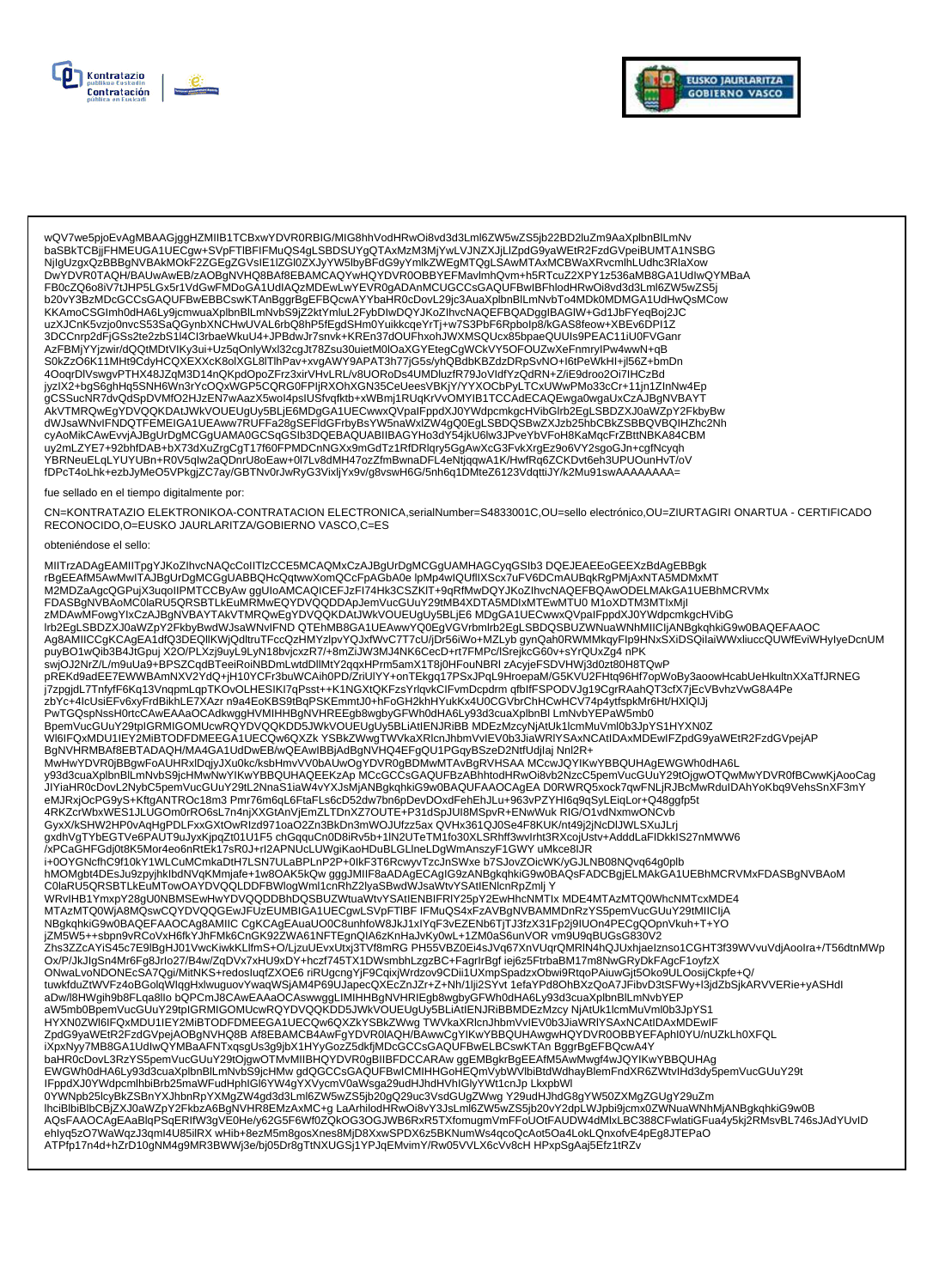wQV7we5pjoEvAgMBAAGjggHZMIIB1TCBxwYDVR0RBIG/MIG8hhVodHRwOi8vd3d3Lml6ZW5wZS5jb22BD2luZm9AaXplbnBlLmNv
baSBkTCBjjFHMEUGA1UECgw+SVpFTlBFIFMuQS4gLSBDSUYgQTAxMzM3MjYwLVJNZXJjLlZpdG9yaWEtR2FzdGVpeiBUMTA1NSBG
NjIgUzgxQzBBBgNVBAkMOkF2ZGEgZGVsIE1lZGl0ZXJyYW5lbyBFdG9yYmlkZWEgMTQgLSAwMTAxMCBWaXRvcmlhLUdhc3RlaXow
DwYDVR0TAQH/BAUwAwEB/zAOBgNVHQ8BAf8EBAMCAQYwHQYDVR0OBBYEFMavlmhQvm+h5RTcuZ2XPY1z536aMB8GA1UdIwQYMBaA
FB0cZQ6o8iV7tJHP5LGx5r1VdGwFMDoGA1UdIAQzMDEwLwYEVR0gADAnMCUGCCsGAQUFBwIBFhlodHRwOi8vd3d3Lml6ZW5wZS5j
b20vY3BzMDcGCCsGAQUFBwEBBCswKTAnBggrBgEFBQcwAYYbaHR0cDovL29jc3AuaXplbnBlLmNvbTo4MDk0MDMGA1UdHwQsMCow
KKAmoCSGImh0dHA6Ly9jcmwuaXplbnBlLmNvbS9jZ2ktYmluL2FybDIwDQYJKoZIhvcNAQEFBQADggIBAGlW+Gd1JbFYeqBoj2JC
uzXJCnK5vzjo0nvcS53SaQGynbXNCHwUVAL6rbQ8hP5fEgdSHm0YuikkcqeYrTj+w7S3PbF6Rpbolp8/kGAS8feow+XBEv6DPI1Z
3DCCnrp2dFjGSs2te2zbS1l4CI3rbaeWkuU4+JPBdwJr7snvk+KREn37dOUFhxohJWXMSQUcx85bpaeQUUls9PEAC11iU0FVGanr
AzFBMjYYjzwir/dQQtMDtVIKy3ui+Uz5qOnlyWxl32cgJt78Zsu30uietM0lOaXGYEtegCgWCkVY5OFOUZwXeFnmryIPw4wwN+qB
S0kZzO6K11MHt9CdyHCQXEXXcK8olXGL8lTlhPav+xvgAWY9APAT3h77jG5s/yhQBdbKBZdzDRpSvNO+I6tPeWkHl+jl56Z+bmDn
4OoqrDlVswgvPTHX48JZqM3D14nQKpdOpoZFrz3xirVHvLRL/v8UORoDs4UMDluzfR79JoVldfYzQdRN+Z/iE9droo2Oi7IHCzBd
jyzIX2+bgS6ghHq5SNH6Wn3rYcOQxWGP5CQRG0FPljRXOhXGN35CeUeesVBKjY/YYXOCbPyLTCxUWwPMo33cCr+11jn1ZInNw4Ep
gCSSucNR7dvQdSpDVMfO2HJzEN7wAazX5wol4pslUSfvqfktb+xWBmj1RUqKrVvOMYIB1TCCAdECAQEwga0wgaUxCzAJBgNVBAYT
AkVTMRQwEgYDVQQKDAtJWkVOUEUgUy5BLjE6MDgGA1UECwwxQVpaIFppdXJ0YWdpcmkgcHVibGlrb2EgLSBDZXJ0aWZpY2FkbyBw
dWJsaWNvIFNDQTFEMEIGA1UEAww7RUFFa28gSEFldGFrbyBsYW5naWxlZW4gQ0EgLSBDQSBwZXJzb25hbCBkZSBBQVBQIHZhc2Nh
cyAoMikCAwEvvjAJBgUrDgMCGgUAMA0GCSqGSIb3DQEBAQUABIIBAGYHo3dY54jkU6lw3JPveYbVFoH8KaMqcFrZBttNBKA84CBM
uy2mLZYE7+92bhfDAB+bX73dXuZrgCgT17f60FPMDCnNGXx9mGdTz1RfDRlqry5GgAwXcG3FvkXrgEz9o6VY2sgoGJn+cgfNcyqh
YBRNeuELqLYUYUBn+R0V5qlw2aQDnrU8oEaw+0l7Lv8dMH47ozZfmBwnaDFL4eNtjqqwA1K/HwfRq6ZCKDvt6eh3UPUOunHvT/oV
fDPcT4oLhk+ezbJyMeO5VPkgjZC7ay/GBTNv0rJwRyG3VixljYx9v/g8vswH6G/5nh6q1DMteZ6123VdqttiJY/k2Mu91swAAAAAAAA=

fue sellado en el tiempo digitalmente por:

CN=KONTRATAZIO ELEKTRONIKOA-CONTRATACION ELECTRONICA,serialNumber=S4833001C,OU=sello electrónico,OU=ZIURTAGIRI ONARTUA - CERTIFICADO RECONOCIDO,O=EUSKO JAURLARITZA/GOBIERNO VASCO,C=ES

obteniéndose el sello:

MIITrzADAgEAMIITpgYJKoZIhvcNAQcCoIITlzCCE5MCAQMxCzAJBgUrDgMCGgUAMHAGCyqGSIb3 DQEJEAEEoGEEXzBdAgEBBgk
rBgEEAfM5AwMwITAJBgUrDgMCGgUABBQHcQqtwwXomQCcFpAGbA0e lpMp4wIQUfllXScx7uFV6DCmAUBqkRgPMjAxNTA5MDMxMT
M2MDZaAgcQGPujX3uqoIIPMTCCByAw ggUIoAMCAQICEFJzFl74Hk3CSZKlT+9qRfMwDQYJKoZIhvcNAQEFBQAwODELMAkGA1UEBhMCRVMx
FDASBgNVBAoMC0laRU5QRSBTLkEuMRMwEQYDVQQDDApJemVucGUuY29tMB4XDTA5MDIxMTEwMTU0 M1oXDTM3MTIxMjl
zMDAwMFowgYIxCzAJBgNVBAYTAkVTMRQwEgYDVQQKDAtJWkVOUEUgUy5BLjE6 MDgGA1UECwwxQVpaIFppdXJ0YWdpcmkgcHVibG
lrb2EgLSBDZXJ0aWZpY2FkbyBwdWJsaWNvIFND QTEhMB8GA1UEAwwYQ0EgVGVtcG9yYWwgZGVsIEdvYmllcm5vIFZhc2NvMIICIjANBgkqhkiG9w0BAQEFAAOC
Ag8AMIICCgKCAgEA1dfQ3DEQlIKWjQdltruTFccQzHMYzlpvYQJxfWvC7T7cU/jDr56iWo+MZLyb gynQah0RWMMkqyFlp9HNxSXiDSQiIaiWWxliuccQUWfEviWHyIyeDcnUM
puyBO1wQib3B4JtGpuj X2O/PLXzj9uyL9LyN18bvjcxzR7/+8mZiJW3MJ4NK6CecD+rt7FMPc/lSrejkcG60v+sYrQUxZg4 nPK
swjOJ2NrZ/L/m9uUa9+BPSZCqdBTeeiRoiNBDmLwtdDllMtY2qqxHPrm5amX1T8j0HFouNBRl zAcyjeFSDVHWj3d0zt80H8TQwP
pREKd9adEE7EWWBAmNXV2YdQ+jH10YCFr3buWCAih0PD/ZriUlYY+onTEkgq17PSxJPqL9HroepaM/G5KVU2FHtq96Hf7opWoBy3aoowHcabUeHkultnXXaTfJRNEG
j7zpgjdL7TnfyfF6Kq13VnqpmLqpTKOvOLHESIKI7qPsst++K1NGXtQKFzsYrlqvkClFvmDcpdrm qfbIfFSPODVJg19CgrRAahQT3cfX7jEcVBvhzVwG8A4Pe
zbYc+4lcUsiEFv6xyFrdBikhLE7XAzr n9a4EoKBS9tBqPSKEmmtJ0+hFoGH2khHYukKx4U0CGVbrChHCwHCV74p4ytfspkMr6Ht/HXlQIJj
PwTGQspNssH0rtcCAwEAAaOCAdkwggHVMIHHBgNVHREEgb8wgbyGFWh0dHA6Ly93d3cuaXplbnBl LmNvbYEPaW5mb0
BpemVucGUuY29tpIGRMIGOMUcwRQYDVQQKDD5JWkVOUEUgUy5BLiAtIENJRiBB MDEzMzcyNjAtUk1lcmMuVml0b3JpYS1HYXN0Z
Wl6IFQxMDU1IEY2MiBTODFDMEEGA1UECQw6QXZk YSBkZWwgTWVkaXRlcnJhbmVvIEV0b3JiaWRlYSAxNCAtIDAxMDEwIFZpdG9yaWEtR2FzdGVpejAP
BgNVHRMBAf8EBTADAQH/MA4GA1UdDwEB/wQEAwIBBjAdBgNVHQ4EFgQU1PGqyBSzeD2NtfUdjIaj Nnl2R+
MwHwYDVR0jBBgwFoAUHRxlDqjyJXu0kc/ksbHmvVV0bAUwOgYDVR0gBDMwMTAvBgRVHSAA MCcwJQYIKwYBBQUHAgEWGWh0dHA6L
y93d3cuaXplbnBlLmNvbS9jcHMwNwYIKwYBBQUHAQEEKzAp MCcGCCsGAQUFBzABhhtodHRwOi8vb2NzcC5pemVucGUuY29tOjgwOTQwMwYDVR0fBCwwKjAooCag
JIYiaHR0cDovL2NybC5pemVucGUuY29tL2NnaS1iaW4vYXJsMjANBgkqhkiG9w0BAQUFAAOCAgEA D0RWRQ5xock7qwFNLjRJBcMwRdulDAhYoKbq9VehsSnXF3mY
eMJRxjOcPG9yS+KftgANTROc18m3 Pmr76m6qL6FtaFLs6cD52dw7bn6pDevDOxdFehEhJLu+963vPZYHI6q9qSyLEiqLor+Q48ggfp5t
4RKZcrWbxWES1JLUGOm0rRO6sL7n4njXXGtAnVjEmZLTDnXZ7OUTE+P31dSpJUI8MSpvR+ENwWuk RIG/O1vdNxmwONCvb
GyxX/kSHW2HP0vAqHgPDLFxxGXtOwRIzd971oaO2Zn3BkDn3mWOJUfzz5ax QVHx361QJ0Se4F8KUK/nt49j2jNcDlJWLSXuJLrj
gxdhVgTYbEGTVe6PAUT9uJyxKjpqZt01U1F5 chGqquCn0D8iRv5b+1lN2UTeTM1fo30XLSRhff3wvIrht3RXcojUstv+AdddLaFIDkkIS27nMWW6
/xPCaGHFGdj0t8K5Mor4eo6nRtEk17sR0J+rI2APNUcLUWgiKaoHDuBLGLlneLDgWmAnszyF1GWY uMkce8IJR
i+0OYGNcfhC9f10kY1WLCuMCmkaDtH7LSN7ULaBPLnP2P+0lkF3T6RcwyvTzcJnSWxe b7SJovZOicWK/yGJLNB08NQvq64g0plb
hMOMgbt4DEsJu9zpyjhklbdNVqKMmjafe+1w8OAK5kQw gggJMIIF8aADAgECAgIG9zANBgkqhkiG9w0BAQsFADCBgjELMAkGA1UEBhMCRVMxFDASBgNVBAoM
C0laRU5QRSBTLkEuMTowOAYDVQQLDDFBWlogWml1cnRhZ2lyaSBwdWJsaWtvYSAtIENlcnRpZmlj Y
WRvIHB1YmxpY28gU0NBMSEwHwYDVQQDDBhDQSBUZWtuaWtvYSAtIENBIFRlY25pY2EwHhcNMTIx MDE4MTAzMTQ0WhcNMTcxMDE4
MTAzMTQ0WjA8MQswCQYDVQQGEwJFUzEUMBIGA1UECgwLSVpFTlBF IFMuQS4xFzAVBgNVBAMMDnRzYS5pemVucGUuY29tMIICIjA
NBgkqhkiG9w0BAQEFAAOCAg8AMIIC CgKCAgEAuaUO0C8unhfoW8JkJ1xIYqF3vEZENb6TjTJ3fzX31Fp2j9IUOn4PECgQOpnVkuh+T+YO
jZM5W5++sbpn9vRCoVxH6fkYJhFMk6CnGK92ZWA61NFTEgnQIA6zKnHaJvKy0wL+1ZM0aS6unVOR vm9U9qBUGsG830V2
Zhs3ZZcAYiS45c7E9lBgHJ01VwcKiwkKLlfmS+O/LjzuUEvxUtxj3TVf8mRG PH55VBZ0Ei4sJVq67XnVUqrQMRlN4hQJUxhjaelznso1CGHT3f39WVvuVdjAoolra+/T56dtnMWp
Ox/P/JkJlgSn4Mr6Fg8JrIo27/B4w/ZqDVx7xHU9xDY+hczf745TX1DWsmbhLzgzBC+FagrlrBgf iej6z5FtrbaBM17m8NwGRyDkFAgcF1oyfzX
ONwaLvoNDONEcSA7Qgi/MitNKS+redosluqfZXOE6 riRUgcngYjF9CqixjWrdzov9CDii1UXmpSpadzxObwi9RtqoPAiuwGjt5Oko9ULOosijCkpfe+Q/
tuwkfduZtWVFz4oBGolqWlqgHxlwuguovYwaqWSjAM4P69UJapecQXEcZnJZr+Z+Nh/1lji2SYvt 1efaYPd8OhBXzQoA7JFibvD3tSFWy+I3jdZbSjkARVVERie+yASHdl
aDw/l8HWgih9b8FLqa8llo bQPCmJ8CAwEAAaOCAswwggLIMIHHBgNVHREEgb8wgbyGFWh0dHA6Ly93d3cuaXplbnBlLmNvbYEP
aW5mb0BpemVucGUuY29tpIGRMIGOMUcwRQYDVQQKDD5JWkVOUEUgUy5BLiAtIENJRiBBMDEzMzcy NjAtUk1lcmMuVml0b3JpYS1
HYXN0ZWl6IFQxMDU1IEY2MiBTODFDMEEGA1UECQw6QXZkYSBkZWwg TWVkaXRlcnJhbmVvIEV0b3JiaWRlYSAxNCAtIDAxMDEwIF
ZpdG9yaWEtR2FzdGVpejAOBgNVHQ8B Af8EBAMCB4AwFgYDVR0lAQH/BAwwCgYIKwYBBQUHAwgwHQYDVR0OBBYEFAphI0YU/nUZkLh0XFQL
iXpxNyy7MB8GA1UdIwQYMBaAFNTxqsgUs3g9jbX1HYyGozZ5dkfjMDcGCCsGAQUFBwELBCswKTAn BggrBgEFBQcwA4Y
baHR0cDovL3RzYS5pemVucGUuY29tOjgwOTMvMIIBHQYDVR0gBIIBFDCCARAw ggEMBgkrBgEEAfM5AwMwgf4wJQYIKwYBBQUHAg
EWGWh0dHA6Ly93d3cuaXplbnBlLmNvbS9jcHMw gdQGCCsGAQUFBwICMIHHGoHEQmVybWVlbiBtdWdhayBlemFndXR6ZWtvIHd3dy5pemVucGUuY29t
IFppdXJ0YWdpcmlhbiBrb25maWFudHphIGl6YW4gYXVycmV0aWsga29udHJhdHVhIGlyYWt1cnJp LkxpbWl
0YWNpb25lcyBkZSBnYXJhbnRpYXMgZW4gd3d3Lml6ZW5wZS5jb20gQ29uc3VsdGUgZWwg Y29udHJhdG8gYW50ZXMgZGUgY29uZm
lhciBlbiBlbCBjZXJ0aWZpY2FkbzA6BgNVHR8EMzAxMC+g LaArhilodHRwOi8vY3JsLml6ZW5wZS5jb20vY2dpLWJpbi9jcmx0ZWNuaWNhMjANBgkqhkiG9w0B
AQsFAAOCAgEAaBlqPSqERIfW3gVE0He/y62G5F6Wf0ZQkOG3OGJWB6RxR5TXfomugmVmFFoUOtFAUDW4dMlxLBC388CFwlatiGFua4y5kj2RMsvBL746sJAdYUvID
ehlyq5zO7WaWqzJ3qml4U85ilRX wHib+8ezM5m8gosXnes8MjD8XxwSPDX6z5BKNumWs4qcoQcAot5Oa4LokLQnxofvE4pEg8JTEPaO
ATPfp17n4d+hZrD10gNM4g9MR3BWWj3e/bj05Dr8gTtNXUGSj1YPJqEMvimY/Rw05VVLX6cVv8cH HPxpSgAaj5Efz1tRZv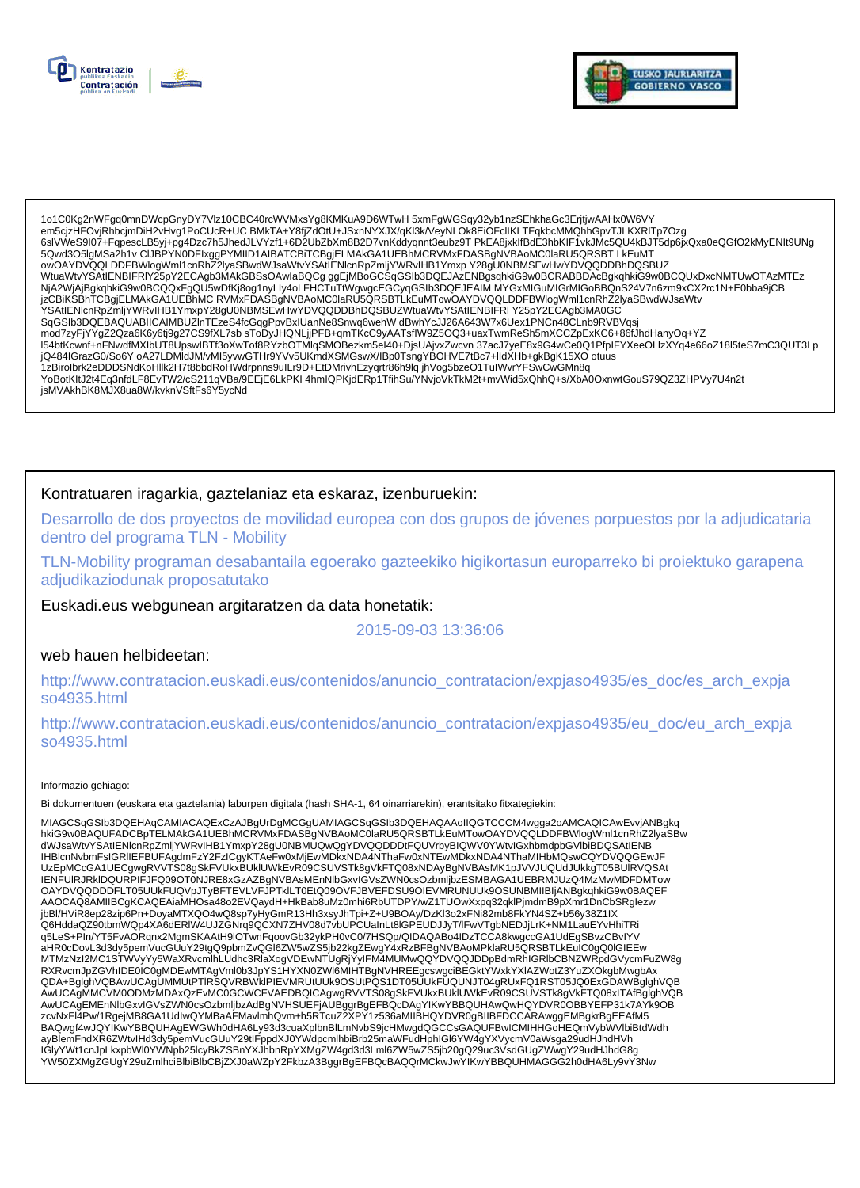```
1o1C0Kg2nWFgq0mnDWcpGnyDY7Vlz10CBC40rcWVMxsYg8KMKuA9D6WTwH 5xmFgWGSqy32yb1nzSEhkhaGc3ErjtjwAAHx0W6VY
em5cjzHFOvjRhbcjmDiH2vHvg1PoCUcR+UC BMkTA+Y8fjZdOtU+JSxnNYXJX/qKl3k/VeyNLOk8EiOFclIKLTFqkbcMMQhhGpvTJLKXRlTp7Ozg
6slVWeS9l07+FqpescLB5yj+pg4Dzc7h5JhedJLVYzf1+6D2UbZbXm8B2D7vnKddyqnnt3eubz9T PkEA8jxkIfBdE3hbKIF1vkJMc5QU4kBJT5dp6jxQxa0eQGfO2kMyENIt9UNg
5Qwd3O5lgMSa2h1v CIJBPYN0DFIxggPYMIID1AIBATCBiTCBgjELMAkGA1UEBhMCRVMxFDASBgNVBAoMC0laRU5QRSBT LkEuMT
owOAYDVQQLDDFBWlogWml1cnRhZ2lyaSBwdWJsaWtvYSAtIENlcnRpZmljYWRvIHB1Ymxp Y28gU0NBMSEwHwYDVQQDDBhDQSBUZ
WtuaWtvYSAtIENBIFRlY25pY2ECAgb3MAkGBSsOAwIaBQCg ggEjMBoGCSqGSIb3DQEJAzENBgsqhkiG9w0BCRABBDAcBgkqhkiG9w0BCQUxDxcNMTUwOTAzMTEz
NjA2WjAjBgkqhkiG9w0BCQQxFgQU5wDfKj8og1nyLly4oLFHCTuTtWgwgcEGCyqGSIb3DQEJEAIM MYGxMIGuMIGrMIGoBBQnS24V7n6zm9xCX2rc1N+E0bba9jCB
jzCBiKSBhTCBgjELMAkGA1UEBhMC RVMxFDASBgNVBAoMC0laRU5QRSBTLkEuMTowOAYDVQQLDDFBWlogWml1cnRhZ2lyaSBwdWJsaWtv
YSAtIENlcnRpZmljYWRvIHB1YmxpY28gU0NBMSEwHwYDVQQDDBhDQSBUZWtuaWtvYSAtIENBIFRl Y25pY2ECAgb3MA0GC
SqGSIb3DQEBAQUABIICAIMBUZlnTEzeS4fcGqgPpvBxlUanNe8Snwq6wehW dBwhYcJJ26A643W7x6Uex1PNCn48CLnb9RVBVqsj
mod7zyFjYYgZ2Qza6K6y6tj9g27CS9fXL7sb sToDyJHQNLjjPFB+qmTKcC9yAATsflW9Z5OQ3+uaxTwmReSh5mXCCZpExKC6+86fJhdHanyOq+YZ
l54btKcwnf+nFNwdfMXlbUT8UpswlBTf3oXwTof8RYzbOTMlqSMOBezkm5el40+DjsUAjvxZwcvn 37acJ7yeE8x9G4wCe0Q1PfplFYXeeOLlzXYq4e66oZ18l5teS7mC3QUT3Lp
jQ484IGrazG0/So6Y oA27LDMldJM/vMl5yvwGTHr9YVv5UKmdXSMGswX/IBp0TsngYBOHVE7tBc7+lldXHb+gkBgK15XO otuus
1zBiroIbrk2eDDDSNdKoHllk2H7t8bbdRoHWdrpnns9uILr9D+EtDMrivhEzyqrtr86h9lq jhVog5bzeO1TulWvrYFSwCwGMn8q
YoBotKltJ2t4Eq3nfdLF8EvTW2/cS211qVBa/9EEjE6LkPKI 4hmIQPKjdERp1TfihSu/YNvjoVkTkM2t+mvWid5xQhhQ+s/XbA0OxnwtGouS79QZ3ZHPVy7U4n2t
jsMVAkhBK8MJX8ua8W/kvknVSftFs6Y5ycNd
```

Kontratuaren iragarkia, gaztelaniaz eta eskaraz, izenburuekin:

Desarrollo de dos proyectos de movilidad europea con dos grupos de jóvenes porpuestos por la adjudicataria dentro del programa TLN - Mobility

TLN-Mobility programan desabantaila egoerako gazteekiko higikortasun europarreko bi proiektuko garapena adjudikaziodunak proposatutako

Euskadi.eus webgunean argitaratzen da data honetatik:

2015-09-03 13:36:06

web hauen helbideetan:

http://www.contratacion.euskadi.eus/contenidos/anuncio_contratacion/expjaso4935/es_doc/es_arch_expjaso4935.html

http://www.contratacion.euskadi.eus/contenidos/anuncio_contratacion/expjaso4935/eu_doc/eu_arch_expjaso4935.html

Informazio gehiago:

Bi dokumentuen (euskara eta gaztelania) laburpen digitala (hash SHA-1, 64 oinarriarekin), erantsitako fitxategiekin:

```
MIAGCSqGSIb3DQEHAqCAMIACAQExCzAJBgUrDgMCGgUAMIAGCSqGSIb3DQEHAQAAoIIQGTCCCM4wgga2oAMCAQICAwEvvjANBgkq
hkiG9w0BAQUFADCBpTELMAkGA1UEBhMCRVMxFDASBgNVBAoMC0laRU5QRSBTLkEuMTowOAYDVQQLDDFBWlogWml1cnRhZ2lyaSBw
dWJsaWtvYSAtIENlcnRpZmljYWRvIHB1YmxpY28gU0NBMUQwQgYDVQQDDDtFQUVrbyBIQWV0YWtvIGxhbmdpbGVlbiBDQSAtIENB
IHBlcnNvbmFsIGRlIEFBUFAgdmFzY2FzIChgYKTAeFw0xMjEwMDkxNDA4NThaFw0xNTEwMDkxNDA4NThaMIHbMQswCQYDVQQGEwJF
UzEpMCcGA1UECgwgRVVTS08gSkFVUkxBUklUWKEvR09CSUVSTk8gVkFTQ08xNDAyBgNVBAsMK1pJVVJUQUdJUkkgT05BUlRVQSAt
IENFUlRJRklDQURPIFJFQ09OT0NJRE8xGzAZBgNVBAsMEnNlbGxvIGVsZWN0cOzbmljbzESMBAGA1UEBRMJUzQ4MzMwMDFDMTow
OAYDVQQDDDFLT05UUkFUQVpJTyBFTEVLVFJPTklLT0EtQ09OVFJBVEFDSU9OIEVMRUNUUk9OSUNBMIIBIjANBgkqhkiG9w0BAQEF
AAOCAQ8AMIIBCgKCAQEAiaMHOsa48o2EVQaydH+HkBab8uMz0mhi6RbUTDPY/wZ1TUOwXxpq32qklPjmdmB9pXmr1DnCbSRglezw
jbBl/HViR8ep28zip6Pn+DoyaMTXQO4wQ8sp7yHyGmR13Hh3xsyJhTpi+Z+U9BOAy/DzKl3o2xFNi82mb8FkYN4SZ+b56y38Z1IX
Q6HddaQZ90tbmWQp4XA6dERlW4UJZGNrq9QCXN7ZHV08d7vbUPCUalnLt8lGPEUDJJyT/lFwVTgbNEDJjLrK+NM1LauEYvHhiTRi
q5LeS+PIn/YT5FvAORqnx2MgmSKAAtH9lOTwnFqoovGb32ykPH0vC0/7HSQp/QIDAQABo4IDzTCCA8kwgccGA1UdEgSBvzCBvIYV
aHR0cDovL3d3dy5pemVucGUuY29tgQ9pbmZvQGl6ZW5wZS5jb22kgZEwgY4xRzBFBgNVBAoMPklaRU5QRSBTLkEuIC0gQ0lGIEEw
MTMzNzI2MC1STWVyYy5WaXRvcmlhLUdhc3RlaXogVDEwNTUgRjYyIFM4MUMwQQYDVQQJDDpBdmRhIGRlbCBNZWRpdGVycmFuZW8g
RXRvcmJpZGVhIDE0IC0gMDEwMTAgVml0b3JpYS1HYXN0ZWl6MIHTBgNVHREEgcswgciBEGktYWxkYXlAZWotZ3YuZXOkgbMwgbAx
QDA+BglghVQBAwUCAgUMMUtPTlRSQVRBWklPIEVMRUtUUk9OSUtPQS1DT05UUkFUQUNJT04gRUxFQ1RST05JQ0ExGDAWBglghVQB
AwUCAgMMCVM0ODMzMDAxQzEvMC0GCWCFVAEDBQICAgwgRVVTS08gSkFVUkxBUklUWKEvR09CSUVSTk8gVkFTQ08xITAfBglghVQB
AwUCAgEMEnNlbGxvIGVsZWN0cOzbmljbzAdBgNVHSUEFjAUBggrBgEFBQcDAgYIKwYBBQUHAwQwHQYDVR0OBBYEFP31k7AYk9OB
zcvNxFl4Pw/1RgejMB8GA1UdIwQYMBaAFMavlmhQvm+h5RTcuZ2XPY1z536aMIIBHQYDVR0gBIIBFDCCARAwggEMBgkrBgEEAfM5
BAQwgf4wJQYIKwYBBQUHAgEWGWh0dHA6Ly93d3cuaXplbnBlLmNvbS9jcHMwgdQGCCsGAQUFBwICMIHHGoHEQmVybWVlbiBtdWdh
ayBlemFndXR6ZWtvIHd3dy5pemVucGUuY29tIFppdXJ0YWdpcmlhbiBrb25maWFudHphIGl6YW4gYXVycmV0aWsga29udHJhdHVh
IGlyYWt1cnJpLkxpbWl0YWNpb25lcyBkZSBnYXJhbnRpYXMgZW4gd3d3Lml6ZW5wZS5jb20gQ29uc3VsdGUgZWwgY29udHJhdG8g
YW50ZXMgZGUgY29uZmlhciBlbiBlbCBjZXJ0aWZpY2FkbzA3BggrBgEFBQcBAQQrMCkwJwYIKwYBBQUHMAGGG2h0dHA6Ly9vY3Nw
```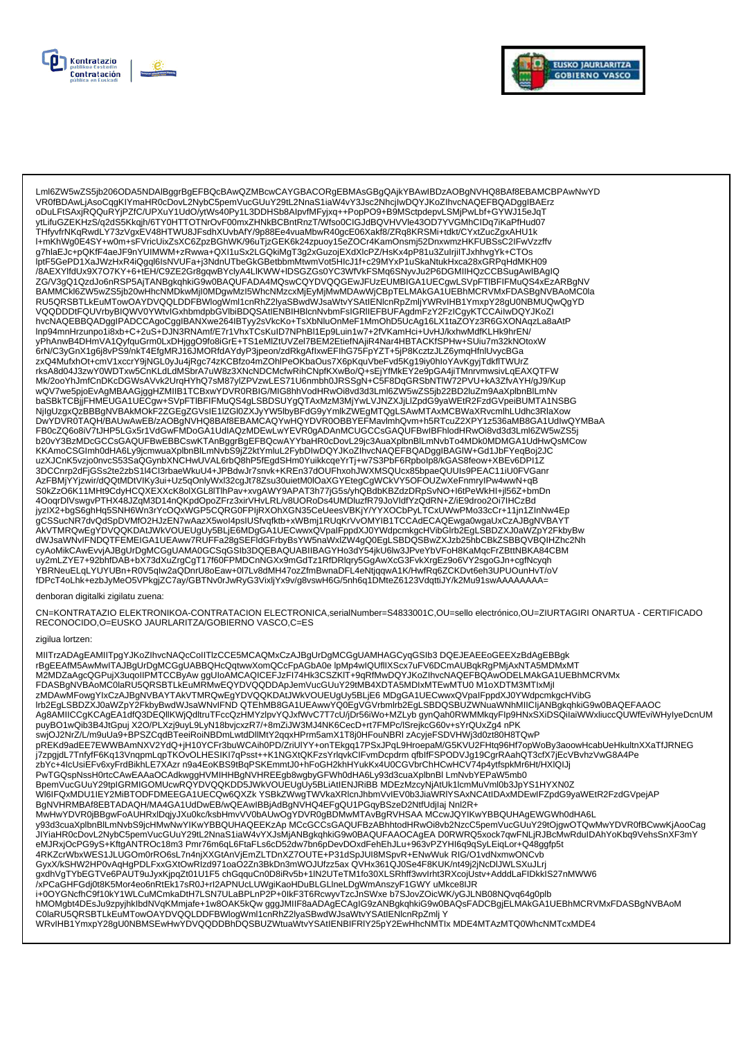Lml6ZW5wZS5jb206ODA5NDAlBggrBgEFBQcBAwQZMBcwCAYGBACORgEBMAsGBgQAjkYBAwIBDzAOBgNVHQ8BAf8EBAMCBPAwNwYD
VR0fBDAwLjAsoCqgKIYmaHR0cDovL2NybC5pemVucGUuY29tL2NnaS1iaW4vY3Jsc2NhcjIwDQYJKoZIhvcNAQEFBQADggIBAErz
oDuLFtSAxjRQQuRYjPZfC/UPXuY1UdO/ytWs40Py1L3DDHSb8AlpvfMFyjxq++PopPO9+B9MSctpdepvLSMjPwLbf+GYWJ15eJqT
ytLifuGZEKHzS/q2dS5Kkqjh/6TY0HTTOTNrOvF00mxZHNkBCBntRnzT/Wfso0CIGJdBQVHVVle43OD7YVGMhCIDq7iKaPfHud07
THfyvfrNKqRwdLY73zVgxEV48HTWU8JFsdhXUvbAfY/9p88Ee4vuaMbwR40gcE06Xakf8/ZRq8KRSMi+tdkt/CYxtZucZgxAHU1k
l+mKhWg0E4SY+w0m+sFVricUixZsXC6ZpzBGhWK/96uTjzGEK6k24zpuoy15eZOCr4KamOnsmj52DnxwmzHKFUBSsC2lFwVzzffv
g7hlaEJc+pQKfF4aeJF9nYUIMWM+zRwwa+QXI1uSx2LGQkiMgT3g2xGuzojEXdXlcPZ/HsKx4pP81u3ZulrjilTJxhhvgYk+CTOs
lptF5GePD1XaJWzHxR4iQgql6IsNVUFa+j3NdnUTbeGkGBetbbmMtwmVot5HIcJ1f+c29MYxP1uSkaNtukHxca28xGRPqHdMKH09
/8AEXYlfdUx9X7O7KY+6+tEH/C9ZE2Gr8gqwBYclyA4LlKWW+lDSGZGs0YC3WfVkFSMq6SNyvJu2P6DGMIIHQzCCBSugAwIBAgIQ
ZG/V3gQ1QzdJo6nRSP5AjTANBgkqhkiG9w0BAQUFADA4MQswCQYDVQQGEwJFUzEUMBIGA1UECgwLSVpFTlBFIFMuQS4xEzARBgNV
BAMMCkl6ZW5wZS5jb20wHhcNMDkwMjI0MDgwMzI5WhcNMzcxMjEyMjMwMDAwWjCBpTELMAkGA1UEBhMCRVMxFDASBgNVBAoMC0la
RU5QRSBTLkEuMTowOAYDVQQLDDFBWlogWml1cnRhZ2lyaSBwdWJsaWtvYSAtIENlcnRpZmljYWRvIHB1YmxpY28gU0NBMUQwQgYD
VQQDDDtFQUVrbyBIQWV0YWtvIGxhbmdpbGVlbiBDQSAtIENBIHBlcnNvbmFsIGRlIEFBUFAgdmFzY2FzICgyKTCCAiIwDQYJKoZI
hvcNAQEBBQADggIPADCCAgoCggIBANXwe264lBTyy2sVkcKo+TsXbNluOnMeF1MmOhD5UcAg16LX1taZOYz3R6GXONAqzLa8aAtP
lnp94mnHrzunpo1i8xb+C+2uS+DJN3RNAmf/E7r1VhxTCsKuID7NPhBl1Ep9Luin1w7+2fVKamHci+UvHJ/kxhwMdfKLHk9hrEN/
yPhAnwB4DHmVA1QyfquGrm0LxDHjggO9fo8iGrE+TS1eMlZtUVZel7BEM2EtiefNAjiR4Nar4HBTACKfSPHw+SUiu7m32kNOtoxW
6rN/C3yGnX1g6j8vPS9/nkT4EfgMRJ16JMORfdAYdyP3jpeon/zdRkgAfIxwEFIhG75FpYZT+5jP8KcztzJLZ6ymqHfnlUvycBGa
zxQ4MufxhOt+cmV1xccrY9jNGL0yJu4jRgc74zKCBfzo4mZOhlPeOKbaOus7X6pKquVfeFvd5Kg19iy0hIoYAvKgyjTdkflTWUrZ
rksA8d04J3zwY0WDTxw5CnKLdLdMSbrA7uW8z3XNcNDCMcfwRihCNpfKXwBo/Q+sEjYfMkEY2e9pGA4jiTMnrvmwsivLqEAXQTFW
Mk/2ooYhJmfCnDKcDGWsAVvk2UrqHYhQ7sM87ylZPVzwLES71U6nmbh0JRSSgN+C5F8DqGRSbNTlW72PVU+kA3ZfvAYH/gJ9/Kup
wQV7we5pjoEvAgMBAAGjggHZMIIB1TCBxwYDVR0RBIG/MIG8hhVodHRwOi8vd3d3Lml6ZW5wZS5jb22BD2luZm9AaXplbnBlLmNv
baSBkTCBjjFHMEUGA1UECgw+SVpFTlBFIFMuQS4gLSBDSUYgQTAxMzM3MjYwLVJNZXJjLlZpdG9yaWEtR2FzdGVpeiBUMTA1NSBG
NjlgUzgxQzBBBgNVBAkMOkF2ZGEgZGVsIE1lZGl0ZXJyYW5lbyBFdG9yYmlkZWEgMTQgLSAwMTAxMCBWaXRvcmlhLUdhc3RlaXow
DwYDVR0TAQH/BAUwAwEB/zAOBgNVHQ8BAf8EBAMCAQYwHQYDVR0OBBYEFMavlmhQvm+h5RTcuZ2XPY1z536aMB8GA1UdIwQYMBaA
FB0cZQ6o8iV7tJHP5LGx5r1VdGwFMDoGA1UdIAQzMDEwLwYEVR0gADAnMCUGCCsGAQUFBwIBFhlodHRwOi8vd3d3Lml6ZW5wZS5j
b20vY3BzMDcGCCsGAQUFBwEBBCswKTAnBggrBgEFBQcwAYYbaHR0cDovL29jc3AuaXplbnBlLmNvbTo4MDk0MDMGA1UdHwQsMCow
KKAmoCSGImh0dHA6Ly9jcmwuaXplbnBlLmNvbS9jZ2ktYmluL2FybDIwDQYJKoZIhvcNAQEFBQADggIBAGIW+Gd1JbFYeqBoj2JC
uzXJCnK5vzjo0nvcS53SaQGynbXNCHwUVAL6rbQ8hP5fEgdSHm0YuikkcqeYrTj+w7S3PbF6RpboIp8/kGAS8feow+XBEv6DPI1Z
3DCCnrp2dFjGSs2te2zbS1l4CI3rbaeWkuU4+JPBdwJr7snvk+KREn37dOUFhxohJWXMSQUcx85bpaeQUUIs9PEAC11iU0FVGanr
AzFBMjYYjzwir/dQQtMDtVIKy3ui+Uz5qOnlyWxl32cgJt78Zsu30uietM0lOaXGYEtegCgWCkVY5OFOUZwXeFnmryIPw4wwN+qB
S0kZzO6K11MHt9CdyHCQXEXXcK8olXGL8lTlhPav+xvgAWY9APAT3h77jG5s/yhQBdbKBZdzDRpSvNO+I6tPeWkHI+jl56Z+bmDn
4OoqrDlVswgvPTHX48JZqM3D14nQKpdOpoZFrz3xirVHvLRL/v8UORoDs4UMDluzfR79JoVldfYzQdRN+Z/iE9droo2Oi7lHCzBd
jyzIX2+bgS6ghHq5SNH6Wn3rYcOQxWGP5CQRG0FPljRXOhXGN35CeUeesVBKjY/YYXOCbPyLTCxUWwPMo33cCr+11jn1ZlnNw4Ep
gCSSucNR7dvQdSpDVMfO2HJzEN7wAazX5wol4psIUSfvqfktb+xWBmj1RUqKrVvOMYIB1TCCAdECAQEwga0wgaUxCzAJBgNVBAYT
AkVTMRQwEgYDVQQKDAtJWkVOUEUgUy5BLjE6MDgGA1UECwwxQVpaIFppdXJ0YWdpcmkgcHVibGlrb2EgLSBDZXJ0aWZpY2FkbyBw
dWJsaWNvIFNDQTFEMEIGA1UEAww7RUFFa28gSEFldGFrbyBsYW5naWxlZW4gQ0EgLSBDQSBwZXJzb25hbCBkZSBBQVBQIHZhc2Nh
cyAoMikCAwEvvjAJBgUrDgMCGgUAMA0GCSqGSIb3DQEBAQUABIIBAGYHo3dY54jkU6lw3JPveYbVFoH8KaMqcFrZBttNBKA84CBM
uy2mLZYE7+92bhfDAB+bX73dXuZrgCgT17f60FPMDCnNGXx9mGdTz1RfDRlqry5GgAwXcG3FvkXrgEz9o6VY2sgoGJn+cgfNcyqh
YBRNeuELqLYUYUBn+R0V5qIw2aQDnrU8oEaw+0I7Lv8dMH47ozZfmBwnaDFL4eNtjqqwA1K/HwfRq6ZCKDvt6eh3UPUOunHvT/oV
fDPcT4oLhk+ezbJyMeO5VPkgjZC7ay/GBTNv0rJwRyG3VixljYx9v/g8vswH6G/5nh6q1DMteZ6123VdqttiJY/k2Mu91swAAAAAAAA=

denboran digitalki zigilatu zuena:

CN=KONTRATAZIO ELEKTRONIKOA-CONTRATACION ELECTRONICA,serialNumber=S4833001C,OU=sello electrónico,OU=ZIURTAGIRI ONARTUA - CERTIFICADO RECONOCIDO,O=EUSKO JAURLARITZA/GOBIERNO VASCO,C=ES

zigilua lortzen:

MIITrzADAgEAMIITpgYJKoZIhvcNAQcCoIITlzCCE5MCAQMxCzAJBgUrDgMCGgUAMHAGCyqGSIb3 DQEJEAEEoGEEXzBdAgEBBgk
rBgEEAfM5AwMwITAJBgUrDgMCGgUABBQHcQqtwwXomQCcFpAGbA0e lpMp4wIQUflIXScx7uFV6DCmAUBqkRgPMjAxNTA5MDMxMT
M2MDZaAgcQGPujX3uqoIIPMTCCByAw ggUIoAMCAQICEFJzFI74Hk3CSZKlT+9qRfMwDQYJKoZIhvcNAQEFBQAwODELMAkGA1UEBhMCRVMx
FDASBgNVBAoMC0laRU5QRSBTLkEuMRMwEQYDVQQDDApJemVucGUuY29tMB4XDTA5MDIxMTEwMTU0 M1oXDTM3MTIxMjI
zMDAwMFowgYIxCzAJBgNVBAYTAkVTMRQwEgYDVQQKDAtJWkVOUEUgUy5BLjE6 MDgGA1UECwwxQVpaIFppdXJ0YWdpcmkgcHVibG
lrb2EgLSBDZXJ0aWZpY2FkbyBwdWJsaWNvIFND QTEhMB8GA1UEAwwYQ0EgVGVrbmlrb2EgLSBDQSBUZWNuaWNhMIICIjANBgkqhkiG9w0BAQEFAAOC
Ag8AMIICCgKCAgEA1dfQ3DEQlIKWjQdltruTFccQzHMYzlpvYQJxfWvC7T7cU/jDr56iWo+MZLyb gynQah0RWMMkqyFlp9HNxSXiDSQilaiWWxliuccQUWfEviWHylyeDcnUM
puyBO1wQib3B4JtGpuj X2O/PLXzj9uyL9LyN18bvjcxzR7/+8mZiJW3MJ4NK6CecD+rt7FMPc/lSrejkcG60v+sYrQUxZg4 nPK
swjOJ2NrZ/L/m9uUa9+BPSZCqdBTeeiRoiNBDmLwtdDllMtY2qqxHPrm5amX1T8j0HFouNBRl zAcyjeFSDVHWj3d0zt80H8TQwP
pREKd9adEE7EWWBAmNXV2YdQ+jH10YCFr3buWCAih0PD/ZriUlYY+onTEkgq17PSxJPqL9HroepaM/G5KVU2FHtq96Hf7opWoBy3aoowHcabUeHkultnXXaTfJRNEG
j7zpgjdL7TnfyfF6Kq13VnqpmLqpTKOvOLHESIKI7qPsst++K1NGXtQKFzsYrlqvkClFvmDcpdrm qfbIfFSPODVJg19CgrRAahQT3cfX7jEcVBvhzVwG8A4Pe
zbYc+4lcUsiEFv6xyFrdBikhLE7XAzr n9a4EoKBS9tBqPSKEmmtJ0+hFoGH2khHYukKx4U0CGVbrChHCwHCV74p4ytfspkMr6Ht/HXlQIJj
PwTGQspNssH0rtcCAwEAAaOCAdkwggHVMIHHBgNVHREEgb8wgbyGFWh0dHA6Ly93d3cuaXplbnBl LmNvbYEPaW5mb0
BpemVucGUuY29tpIGRMIGOMUcwRQYDVQQKDD5JWkVOUEUgUy5BLiAtIENJRiBB MDEzMzcyNjAtUk1lcmMuVml0b3JpYS1HYXN0Z
Wl6IFQxMDU1IEY2MiBTODFDMEEGA1UECQw6QXZk YSBkZWwgTWVkaXRlcnJhbmVvIEV0b3JiaWRlYSAxNCAtIDAxMDEwIFZpdG9yaWEtR2FzdGVpejAP
BgNVHRMBAf8EBTADAQH/MA4GA1UdDwEB/wQEAwIBBjAdBgNVHQ4EFgQU1PGqyBSzeD2NtfUdjlaj NnI2R+
MwHwYDVR0jBBgwFoAUHRxlDqjyJXu0kc/ksbHmvVV0bAUwOgYDVR0gBDMwMTAvBgRVHSAA MCcwJQYIKwYBBQUHAgEWGWh0dHA6L
y93d3cuaXplbnBlLmNvbS9jcHMwNwYIKwYBBQUHAQEEKzAp MCcGCCsGAQUFBzABhhtodHRwOi8vb2NzcC5pemVucGUuY29tOjgwOTQwMwYDVR0fBCwwKjAooCag
JIYiaHR0cDovL2NybC5pemVucGUuY29tL2NnaS1iaW4vYXJsMjANBgkqhkiG9w0BAQUFAAOCAgEA D0RWRQ5xock7qwFNLjRJBcMwRdulDAhYoKbq9VehsSnXF3mY
eMJRxjOcPG9yS+KftgANTROc18m3 Pmr76m6qL6FtaFLs6cD52dw7bn6pDevDOxdFehEhJLu+963vPZYHl6q9qSyLEiqLor+Q48ggfp5t
4RKZcrWbxWES1JLUGOm0rRO6sL7n4njXXGtAnVjEmZLTDnXZ7OUTE+P31dSpJUI8MSpvR+ENwWuk RIG/O1vdNxmwONCvb
GyxX/kSHW2HP0vAqHgPDLFxxGXtOwRIzd971oaO2Zn3BkDn3mWOJUfzz5ax QVHx361Q0Se4F8KUK/nt49j2jNcDlJWLSXuJLrj
gxdhVgTYbEGTVe6PAUT9uJyxKjqpjZt01U1F5 chGqquCn0D8iRv5b+1lN2UTeTM1fo30XLSRhff3wvIrht3RXcojUstv+AdddLaFlDkkIS27nMWW6
/xPCaGHFGdj0t8K5Mor4eo6nRtEk17sR0J+rI2APNUcLUWgiKaoHDuBLGLlneLDgWmAnszyF1GWY uMkce8lJR
i+0OYGNcfhC9f10kY1WLCuMCmkaDtH7LSN7ULaBPLnP2P+0lkF3T6RcwyvTzcJnSWxe b7SJovZOicWK/yGJLNB08NQvq64g0plb
hMOMgbt4DEsJu9zpyjhkIbdNVqKMmjafe+1w8OAK5kQw gggJMIIF8aADAgECAgIG9zANBgkqhkiG9w0BAQsFADCBgjELMAkGA1UEBhMCRVMxFDASBgNVBAoM
C0laRU5QRSBTLkEuMTowOAYDVQQLDDFBWlogWml1cnRhZ2lyaSBwdWJsaWtvYSAtIENlcnRpZmlj Y
WRvIHB1YmxpY28gU0NBMSEwHwYDVQQDDBhDQSBUZWtuaWtvYSAtIENBIFRlY25pY2EwHhcNMTIx MDE4MTAzMTQ0WhcNMTcxMDE4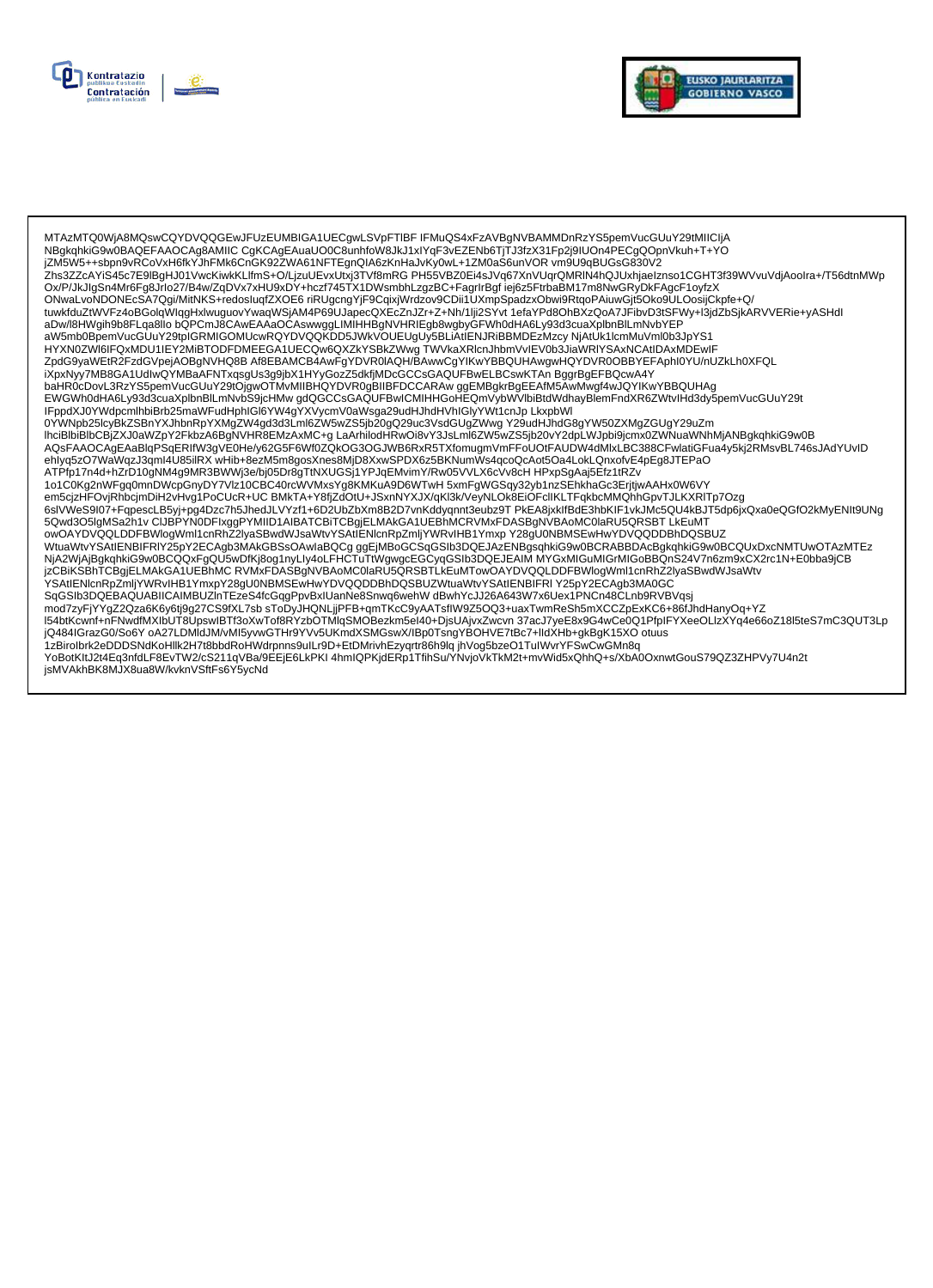```
MTAzMTQ0WjA8MQswCQYDVQQGEwJFUzEUMBIGA1UECgwLSVpFTlBF IFMuQS4xFzAVBgNVBAMMDnRzYS5pemVucGUuY29tMIICIjA
NBgkqhkiG9w0BAQEFAAOCAg8AMIIC CgKCAgEAuaUO0C8unhfoW8JkJ1xIYqF3vEZENb6TjTJ3fzX31Fp2j9IUOn4PECgQOpnVkuh+T+YO
jZM5W5++sbpn9vRCoVxH6fkYJhFMk6CnGK92ZWA61NFTEgnQIA6zKnHaJvKy0wL+1ZM0aS6unVOR vm9U9qBUGsG830V2
Zhs3ZZcAYiS45c7E9lBgHJ01VwcKiwkKLlfmS+O/LjzuUEvxUtxj3TVf8mRG PH55VBZ0Ei4sJVq67XnVUqrQMRlN4hQJUxhjaeIznso1CGHT3f39WVvuVdjAoolra+/T56dtnMWp
Ox/P/JkJlgSn4Mr6Fg8JrIo27/B4w/ZqDVx7xHU9xDY+hczf745TX1DWsmbhLzgzBC+FagrIrBgf iej6z5FtrbaBM17m8NwGRyDkFAgcF1oyfzX
ONwaLvoNDONEcSA7Qgi/MitNKS+redosIuqfZXOE6 riRUgcngYjF9CqixjWrdzov9CDii1UXmpSpadzxObwi9RtqoPAiuwGjt5Oko9ULOosijCkpfe+Q/
tuwkfduZtWVFz4oBGolqWIqgHxlwuguovYwaqWSjAM4P69UJapecQXEcZnJZr+Z+Nh/1lji2SYvt 1efaYPd8OhBXzQoA7JFibvD3tSFWy+l3jdZbSjkARVVERie+yASHdl
aDw/l8HWgih9b8FLqa8llo bQPCmJ8CAwEAAaOCAswwggLIMIHHBgNVHRIEgb8wgbyGFWh0dHA6Ly93d3cuaXplbnBlLmNvbYEP
aW5mb0BpemVucGUuY29tpIGRMIGOMUcwRQYDVQQKDD5JWkVOUEUgUy5BLiAtIENJRiBBMDEzMzcy NjAtUk1lcmMuVml0b3JpYS1
HYXN0ZWl6IFQxMDU1IEY2MiBTODFDMEEGA1UECQw6QXZkYSBkZWwg TWVkaXRlcnJhbmVvIEV0b3JiaWRlYSAxNCAtIDAxMDEwIF
ZpdG9yaWEtR2FzdGVpejAOBgNVHQ8B Af8EBAMCB4AwFgYDVR0lAQH/BAwwCgYIKwYBBQUHAwgwHQYDVR0OBBYEFAphl0YU/nUZkLh0XFQL
iXpxNyy7MB8GA1UdIwQYMBaAFNTxqsgUs3g9jbX1HYyGozZ5dkfjMDcGCCsGAQUFBwELBCswKTAn BggrBgEFBQcwA4Y
baHR0cDovL3RzYS5pemVucGUuY29tOjgwOTMvMIIBHQYDVR0gBIIBFDCCARAw ggEMBgkrBgEEAfM5AwMwgf4wJQYIKwYBBQUHAg
EWGWh0dHA6Ly93d3cuaXplbnBlLmNvbS9jcHMw gdQGCCsGAQUFBwICMIHHGoHEQmVybWVlbiBtdWdhayBlemFndXR6ZWtvIHd3dy5pemVucGUuY29t
IFppdXJ0YWdpcmlhbiBrb25maWFudHphIGl6YW4gYXVycmV0aWsga29udHJhdHVhIGlyYWt1cnJp LkxpbWl
0YWNpb25lcyBkZSBnYXJhbnRpYXMgZW4gd3d3Lml6ZW5wZS5jb20gQ29uc3VsdGUgZWwg Y29udHJhdG8gYW50ZXMgZGUgY29uZm
lhciBlbiBlbCBjZXJ0aWZpY2FkbzA6BgNVHR8EMzAxMC+g LaAhilodHRwOi8vY3JsLml6ZW5wZS5jb20vY2dpLWJpbi9jcmx0ZWNuaWNhMjANBgkqhkiG9w0B
AQsFAAOCAgEAaBlqPSqERlfW3gVE0He/y62G5F6Wf0ZQkOG3OGJWB6RxR5TXfomugmVmFFoUOtFAUDW4dMlxLBC388CFwlatiGFua4y5kj2RMsvBL746sJAdYUvlD
ehIyq5zO7WaWqzJ3qml4U85iIRX wHib+8ezM5m8gosXnes8MjD8XxwSPDX6z5BKNumWs4qcoQcAot5Oa4LokLQnxofvE4pEg8JTEPaO
ATPfp17n4d+hZrD10gNM4g9MR3BWWj3e/bj05Dr8gTtNXUGSj1YPJqEMvimY/Rw05VVLX6cVv8cH HPxpSgAaj5Efz1tRZv
1o1C0Kg2nWFgq0mnDWcpGnyDY7Vlz10CBC40rcWVMxsYg8KMKuA9D6WTwH 5xmFgWGSqy32yb1nzSEhkhaGc3ErjtjwAAHx0W6VY
em5cjzHFOvjRhbcjmDiH2vHvg1PoCUcR+UC BMkTA+Y8fjZdOtU+JSxnNYXJX/qKl3k/VeyNLOk8EiOFcIlKLTFqkbcMMQhhGpvTJLKXRlTp7Ozg
6slVWeS9l07+FqpescLB5yj+pg4Dzc7h5JhedJLVYzf1+6D2UbZbXm8B2D7vnKddyqnnt3eubz9T PkEA8jxkIfBdE3hbKIF1vkJMc5QU4kBJT5dp6jxQxa0eQGfO2kMyENIt9UNg
5Qwd3O5lgMSa2h1v ClJBPYN0DFlxggPYMIID1AIBATCBiTCBgjELMAkGA1UEBhMCRVMxFDASBgNVBAoMC0laRU5QRSBT LkEuMT
owOAYDVQQLDDFBWlogWml1cnRhZ2lyaSBwdWJsaWtvYSAtIENlcnRpZmljYWRvIHB1Ymxp Y28gU0NBMSEwHwYDVQQDDBhDQSBUZ
WtuaWtvYSAtIENBIFRlY25pY2ECAgb3MAkGBSsOAwIaBQCg ggEjMBoGCSqGSIb3DQEJAzENBgsqhkiG9w0BCRABBDAcBgkqhkiG9w0BCQUxDxcNMTUwOTAzMTEz
NjA2WjAjBgkqhkiG9w0BCQQxFgQU5wDfKj8og1nyLIy4oLFHCTuTtWgwgcEGCyqGSIb3DQEJEAIM MYGxMIGuMIGrMIGoBBQnS24V7n6zm9xCX2rc1N+E0bba9jCB
jzCBiKSBhTCBgjELMAkGA1UEBhMC RVMxFDASBgNVBAoMC0laRU5QRSBTLkEuMTowOAYDVQQLDDFBWlogWml1cnRhZ2lyaSBwdWJsaWtv
YSAtIENlcnRpZmljYWRvIHB1Ymxp Y28gU0NBMSEwHwYDVQQDDBhDQSBUZWtuaWtvYSAtIENBIFRl Y25pY2ECAgb3MA0GC
SqGSIb3DQEBAQUABIICAIMBUZlnTEzeS4fcGqgPpvBxlUanNe8Snwq6wehW dBwhYcJJ26A643W7x6Uex1PNCn48CLnb9RVBVqsj
mod7zyFjYYgZ2Qza6K6y6tj9g27CS9fXL7sb sToDyJHQNLjjPFB+qmTKcC9yAATsfIW9Z5OQ3+uaxTwmReSh5mXCCZpExKC6+86fJhdHanyOq+YZ
l54btKcwnf+nFNwdfMXIbUT8UpswIBTf3oXwTof8RYzbOTMlqSMOBezkm5el40+DjsUAjvxZwcvn 37acJ7yeE8x9G4wCe0Q1PfpIFYXeeOLlzXYq4e66oZ18l5teS7mC3QUT3Lp
jQ484IGrazG0/So6Y oA27LDMldJM/vMI5yvwGTHr9YVv5UKmdXSMGswX/IBp0TsngYBOHVE7tBc7+lIdXHb+gkBgK15XO otuus
1zBiroIbrk2eDDDSNdKoHllk2H7t8bbdRoHWdrpnns9uILr9D+EtDMrivhEzyqrtr86h9lq jhVog5bzeO1TuIWvrYFSwCwGMn8q
YoBotKltJ2t4Eq3nfdLF8EvTW2/cS211qVBa/9EEjE6LkPKI 4hmIQPKjdERp1TfihSu/YNvjoVkTkM2t+mvWid5xQhhQ+s/XbA0OxnwtGouS79QZ3ZHPVy7U4n2t
jsMVAkhBK8MJX8ua8W/kvknVSftFs6Y5ycNd
```